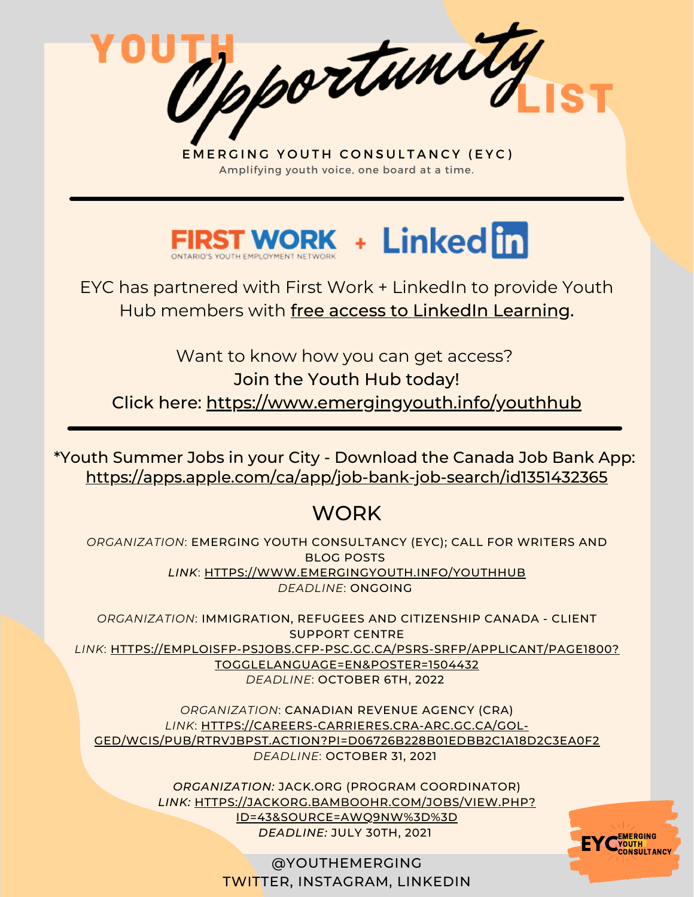# YOUTH Opportunity LIST

EMERGING YOUTH CONSULTANCY (EYC)

Amplifying youth voice, one board at a time.

---

FIRST WORK ONTARIO'S YOUTH EMPLOYMENT NETWORK + LinkedIn

EYC has partnered with First Work + LinkedIn to provide Youth Hub members with free access to LinkedIn Learning.

Want to know how you can get access?

Join the Youth Hub today!

Click here: https://www.emergingyouth.info/youthhub

---

*Youth Summer Jobs in your City - Download the Canada Job Bank App: https://apps.apple.com/ca/app/job-bank-job-search/id1351432365

## WORK

*ORGANIZATION*: EMERGING YOUTH CONSULTANCY (EYC); CALL FOR WRITERS AND BLOG POSTS
*LINK*: HTTPS://WWW.EMERGINGYOUTH.INFO/YOUTHHUB
*DEADLINE*: ONGOING

*ORGANIZATION*: IMMIGRATION, REFUGEES AND CITIZENSHIP CANADA - CLIENT SUPPORT CENTRE
*LINK*: HTTPS://EMPLOISFP-PSJOBS.CFP-PSC.GC.CA/PSRS-SRFP/APPLICANT/PAGE1800?TOGGLELANGUAGE=EN&POSTER=1504432
*DEADLINE*: OCTOBER 6TH, 2022

*ORGANIZATION*: CANADIAN REVENUE AGENCY (CRA)
*LINK*: HTTPS://CAREERS-CARRIERES.CRA-ARC.GC.CA/GOL-GED/WCIS/PUB/RTRVJBPST.ACTION?PI=D06726B228B01EDBB2C1A18D2C3EA0F2
*DEADLINE*: OCTOBER 31, 2021

*ORGANIZATION:* JACK.ORG (PROGRAM COORDINATOR)
*LINK:* HTTPS://JACKORG.BAMBOOHR.COM/JOBS/VIEW.PHP?ID=43&SOURCE=AWQ9NW%3D%3D
*DEADLINE:* JULY 30TH, 2021

@YOUTHEMERGING
TWITTER, INSTAGRAM, LINKEDIN

EYC EMERGING YOUTH CONSULTANCY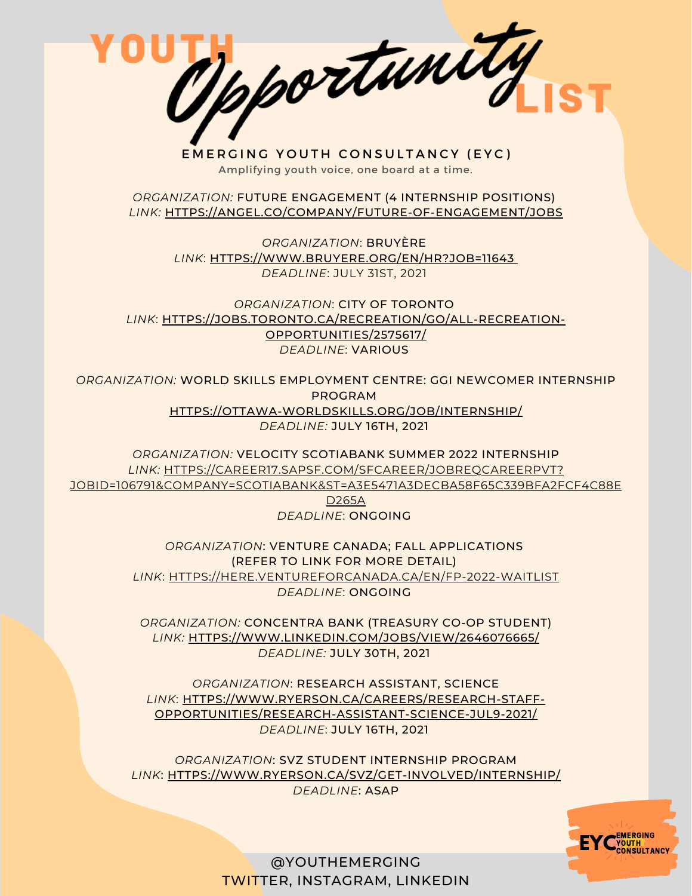# YOUTH *Opportunity* LIST

**EMERGING YOUTH CONSULTANCY (EYC)**

Amplifying youth voice, one board at a time.

*ORGANIZATION:* FUTURE ENGAGEMENT (4 INTERNSHIP POSITIONS)
*LINK:* HTTPS://ANGEL.CO/COMPANY/FUTURE-OF-ENGAGEMENT/JOBS

*ORGANIZATION*: BRUYÈRE
*LINK*: HTTPS://WWW.BRUYERE.ORG/EN/HR?JOB=11643
*DEADLINE*: JULY 31ST, 2021

*ORGANIZATION*: CITY OF TORONTO
*LINK*: HTTPS://JOBS.TORONTO.CA/RECREATION/GO/ALL-RECREATION-OPPORTUNITIES/2575617/
*DEADLINE*: VARIOUS

*ORGANIZATION:* WORLD SKILLS EMPLOYMENT CENTRE: GGI NEWCOMER INTERNSHIP PROGRAM
HTTPS://OTTAWA-WORLDSKILLS.ORG/JOB/INTERNSHIP/
*DEADLINE:* JULY 16TH, 2021

*ORGANIZATION:* VELOCITY SCOTIABANK SUMMER 2022 INTERNSHIP
*LINK:* HTTPS://CAREER17.SAPSF.COM/SFCAREER/JOBREQCAREERPVT?JOBID=106791&COMPANY=SCOTIABANK&ST=A3E5471A3DECBA58F65C339BFA2FCF4C88ED265A
*DEADLINE*: ONGOING

*ORGANIZATION*: VENTURE CANADA; FALL APPLICATIONS (REFER TO LINK FOR MORE DETAIL)
*LINK*: HTTPS://HERE.VENTUREFORCANADA.CA/EN/FP-2022-WAITLIST
*DEADLINE*: ONGOING

*ORGANIZATION:* CONCENTRA BANK (TREASURY CO-OP STUDENT)
*LINK:* HTTPS://WWW.LINKEDIN.COM/JOBS/VIEW/2646076665/
*DEADLINE:* JULY 30TH, 2021

*ORGANIZATION*: RESEARCH ASSISTANT, SCIENCE
*LINK*: HTTPS://WWW.RYERSON.CA/CAREERS/RESEARCH-STAFF-OPPORTUNITIES/RESEARCH-ASSISTANT-SCIENCE-JUL9-2021/
*DEADLINE*: JULY 16TH, 2021

*ORGANIZATION*: SVZ STUDENT INTERNSHIP PROGRAM
*LINK*: HTTPS://WWW.RYERSON.CA/SVZ/GET-INVOLVED/INTERNSHIP/
*DEADLINE*: ASAP

EYC EMERGING YOUTH CONSULTANCY

@YOUTHEMERGING
TWITTER, INSTAGRAM, LINKEDIN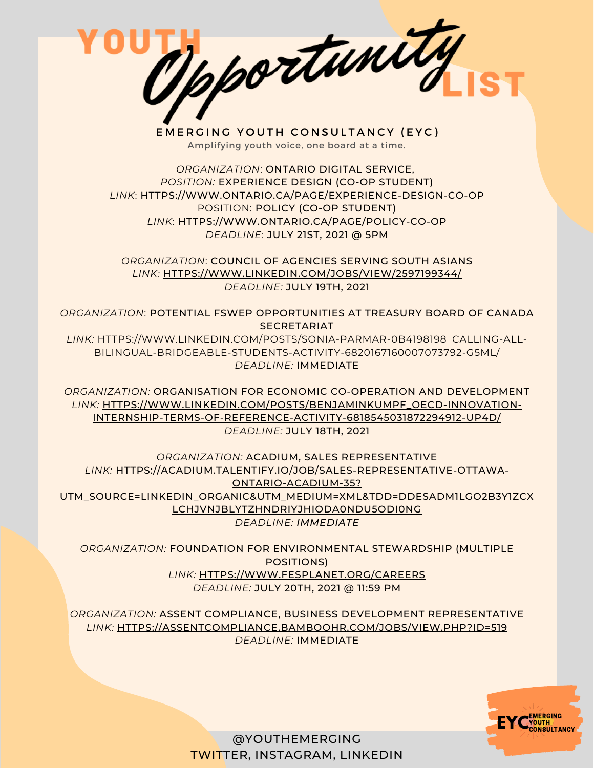# YOUTH *Opportunity* LIST

**EMERGING YOUTH CONSULTANCY (EYC)**

Amplifying youth voice, one board at a time.

*ORGANIZATION*: ONTARIO DIGITAL SERVICE,
*POSITION:* EXPERIENCE DESIGN (CO-OP STUDENT)
*LINK*: HTTPS://WWW.ONTARIO.CA/PAGE/EXPERIENCE-DESIGN-CO-OP
POSITION: POLICY (CO-OP STUDENT)
*LINK*: HTTPS://WWW.ONTARIO.CA/PAGE/POLICY-CO-OP
*DEADLINE*: JULY 21ST, 2021 @ 5PM

*ORGANIZATION*: COUNCIL OF AGENCIES SERVING SOUTH ASIANS
*LINK:* HTTPS://WWW.LINKEDIN.COM/JOBS/VIEW/2597199344/
*DEADLINE:* JULY 19TH, 2021

*ORGANIZATION*: POTENTIAL FSWEP OPPORTUNITIES AT TREASURY BOARD OF CANADA SECRETARIAT
*LINK:* HTTPS://WWW.LINKEDIN.COM/POSTS/SONIA-PARMAR-0B4198198_CALLING-ALL-BILINGUAL-BRIDGEABLE-STUDENTS-ACTIVITY-6820167160007073792-G5ML/
*DEADLINE:* IMMEDIATE

*ORGANIZATION:* ORGANISATION FOR ECONOMIC CO-OPERATION AND DEVELOPMENT
*LINK:* HTTPS://WWW.LINKEDIN.COM/POSTS/BENJAMINKUMPF_OECD-INNOVATION-INTERNSHIP-TERMS-OF-REFERENCE-ACTIVITY-6818545031872294912-UP4D/
*DEADLINE:* JULY 18TH, 2021

*ORGANIZATION:* ACADIUM, SALES REPRESENTATIVE
*LINK:* HTTPS://ACADIUM.TALENTIFY.IO/JOB/SALES-REPRESENTATIVE-OTTAWA-ONTARIO-ACADIUM-35?UTM_SOURCE=LINKEDIN_ORGANIC&UTM_MEDIUM=XML&TDD=DDESADM1LGO2B3Y1ZCXLCHJVNJBLYTZHNDRIYJHIODA0NDU5ODI0NG
*DEADLINE: IMMEDIATE*

*ORGANIZATION:* FOUNDATION FOR ENVIRONMENTAL STEWARDSHIP (MULTIPLE POSITIONS)
*LINK:* HTTPS://WWW.FESPLANET.ORG/CAREERS
*DEADLINE:* JULY 20TH, 2021 @ 11:59 PM

*ORGANIZATION:* ASSENT COMPLIANCE, BUSINESS DEVELOPMENT REPRESENTATIVE
*LINK:* HTTPS://ASSENTCOMPLIANCE.BAMBOOHR.COM/JOBS/VIEW.PHP?ID=519
*DEADLINE:* IMMEDIATE

EYC EMERGING YOUTH CONSULTANCY

@YOUTHEMERGING
TWITTER, INSTAGRAM, LINKEDIN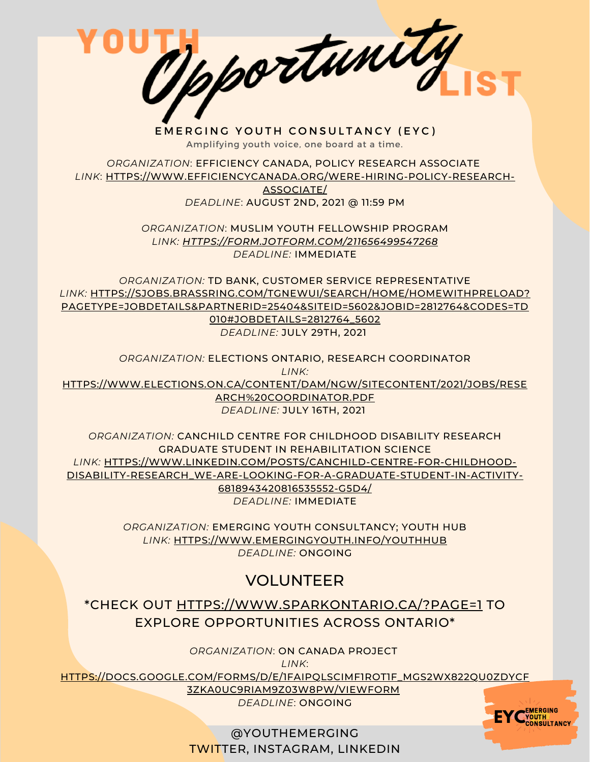# YOUTH *Opportunity* LIST

**EMERGING YOUTH CONSULTANCY (EYC)**

Amplifying youth voice, one board at a time.

*ORGANIZATION*: EFFICIENCY CANADA, POLICY RESEARCH ASSOCIATE
*LINK*: HTTPS://WWW.EFFICIENCYCANADA.ORG/WERE-HIRING-POLICY-RESEARCH-ASSOCIATE/
*DEADLINE*: AUGUST 2ND, 2021 @ 11:59 PM

*ORGANIZATION*: MUSLIM YOUTH FELLOWSHIP PROGRAM
*LINK:* *HTTPS://FORM.JOTFORM.COM/211656499547268*
*DEADLINE:* IMMEDIATE

*ORGANIZATION:* TD BANK, CUSTOMER SERVICE REPRESENTATIVE
*LINK:* HTTPS://SJOBS.BRASSRING.COM/TGNEWUI/SEARCH/HOME/HOMEWITHPRELOAD?PAGETYPE=JOBDETAILS&PARTNERID=25404&SITEID=5602&JOBID=2812764&CODES=TD010#JOBDETAILS=2812764_5602
*DEADLINE:* JULY 29TH, 2021

*ORGANIZATION:* ELECTIONS ONTARIO, RESEARCH COORDINATOR
*LINK:* HTTPS://WWW.ELECTIONS.ON.CA/CONTENT/DAM/NGW/SITECONTENT/2021/JOBS/RESEARCH%20COORDINATOR.PDF
*DEADLINE:* JULY 16TH, 2021

*ORGANIZATION:* CANCHILD CENTRE FOR CHILDHOOD DISABILITY RESEARCH GRADUATE STUDENT IN REHABILITATION SCIENCE
*LINK:* HTTPS://WWW.LINKEDIN.COM/POSTS/CANCHILD-CENTRE-FOR-CHILDHOOD-DISABILITY-RESEARCH_WE-ARE-LOOKING-FOR-A-GRADUATE-STUDENT-IN-ACTIVITY-6818943420816535552-G5D4/
*DEADLINE:* IMMEDIATE

*ORGANIZATION:* EMERGING YOUTH CONSULTANCY; YOUTH HUB
*LINK:* HTTPS://WWW.EMERGINGYOUTH.INFO/YOUTHHUB
*DEADLINE:* ONGOING

## VOLUNTEER

*CHECK OUT HTTPS://WWW.SPARKONTARIO.CA/?PAGE=1 TO EXPLORE OPPORTUNITIES ACROSS ONTARIO*

*ORGANIZATION*: ON CANADA PROJECT
*LINK*: HTTPS://DOCS.GOOGLE.COM/FORMS/D/E/1FAIPQLSCIMF1ROT1F_MGS2WX822QU0ZDYCF3ZKA0UC9RIAM9Z03W8PW/VIEWFORM
*DEADLINE*: ONGOING

@YOUTHEMERGING
TWITTER, INSTAGRAM, LINKEDIN

EYC EMERGING YOUTH CONSULTANCY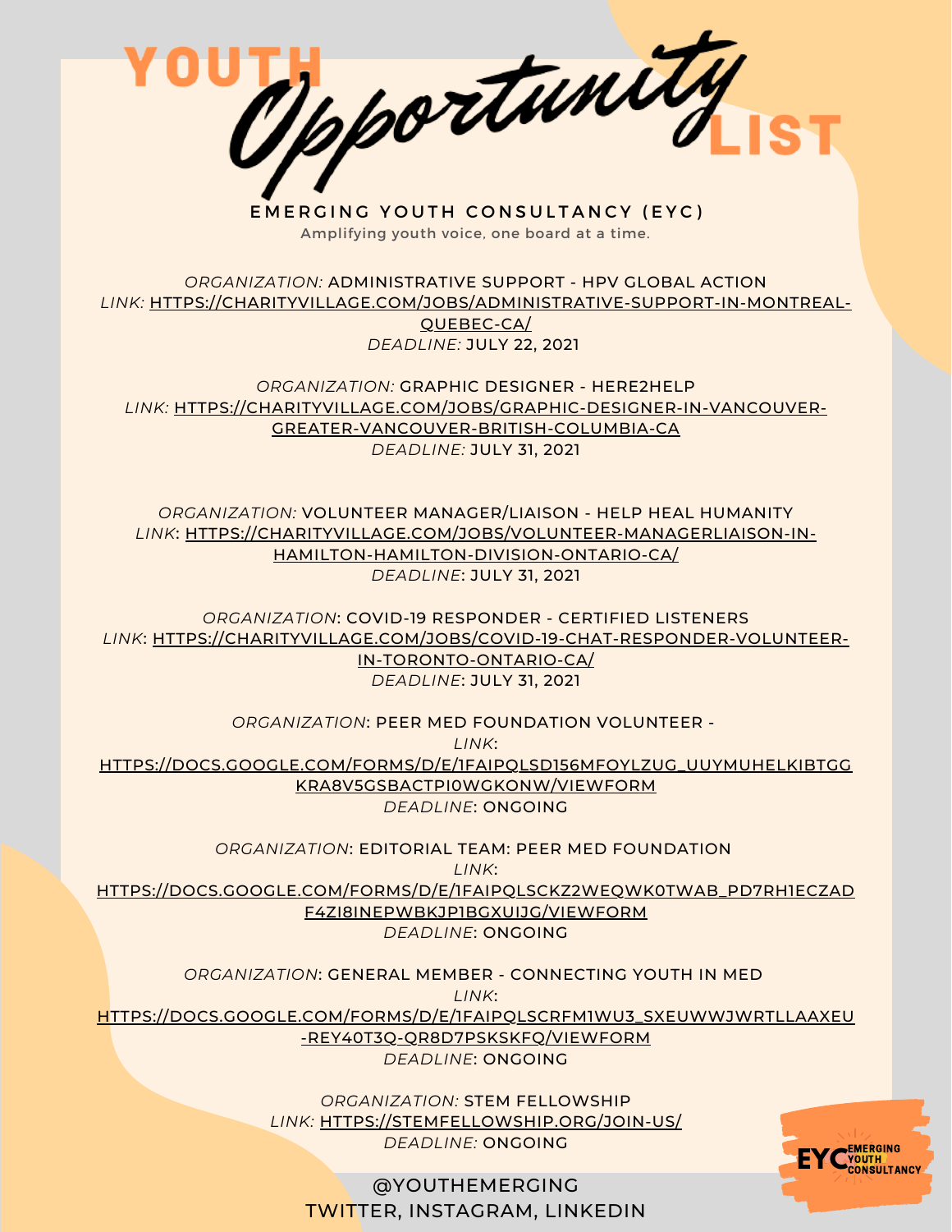# YOUTH *Opportunity* LIST

**EMERGING YOUTH CONSULTANCY (EYC)**

Amplifying youth voice, one board at a time.

*ORGANIZATION:* ADMINISTRATIVE SUPPORT - HPV GLOBAL ACTION
*LINK:* HTTPS://CHARITYVILLAGE.COM/JOBS/ADMINISTRATIVE-SUPPORT-IN-MONTREAL-QUEBEC-CA/
*DEADLINE:* JULY 22, 2021

*ORGANIZATION:* GRAPHIC DESIGNER - HERE2HELP
*LINK:* HTTPS://CHARITYVILLAGE.COM/JOBS/GRAPHIC-DESIGNER-IN-VANCOUVER-GREATER-VANCOUVER-BRITISH-COLUMBIA-CA
*DEADLINE:* JULY 31, 2021

*ORGANIZATION:* VOLUNTEER MANAGER/LIAISON - HELP HEAL HUMANITY
*LINK*: HTTPS://CHARITYVILLAGE.COM/JOBS/VOLUNTEER-MANAGERLIAISON-IN-HAMILTON-HAMILTON-DIVISION-ONTARIO-CA/
*DEADLINE*: JULY 31, 2021

*ORGANIZATION*: COVID-19 RESPONDER - CERTIFIED LISTENERS
*LINK*: HTTPS://CHARITYVILLAGE.COM/JOBS/COVID-19-CHAT-RESPONDER-VOLUNTEER-IN-TORONTO-ONTARIO-CA/
*DEADLINE*: JULY 31, 2021

*ORGANIZATION*: PEER MED FOUNDATION VOLUNTEER -
*LINK*: HTTPS://DOCS.GOOGLE.COM/FORMS/D/E/1FAIPQLSD156MFOYLZUG_UUYMUHELKIBTGGKRA8V5GSBACTPI0WGKONW/VIEWFORM
*DEADLINE*: ONGOING

*ORGANIZATION*: EDITORIAL TEAM: PEER MED FOUNDATION
*LINK*: HTTPS://DOCS.GOOGLE.COM/FORMS/D/E/1FAIPQLSCKZ2WEQWK0TWAB_PD7RH1ECZADF4ZI8INEPWBKJP1BGXUIJG/VIEWFORM
*DEADLINE*: ONGOING

*ORGANIZATION*: GENERAL MEMBER - CONNECTING YOUTH IN MED
*LINK*: HTTPS://DOCS.GOOGLE.COM/FORMS/D/E/1FAIPQLSCRFM1WU3_SXEUWWJWRTLLAAXEU-REY40T3Q-QR8D7PSKSKFQ/VIEWFORM
*DEADLINE*: ONGOING

*ORGANIZATION:* STEM FELLOWSHIP
*LINK:* HTTPS://STEMFELLOWSHIP.ORG/JOIN-US/
*DEADLINE:* ONGOING

@YOUTHEMERGING
TWITTER, INSTAGRAM, LINKEDIN

EYC EMERGING YOUTH CONSULTANCY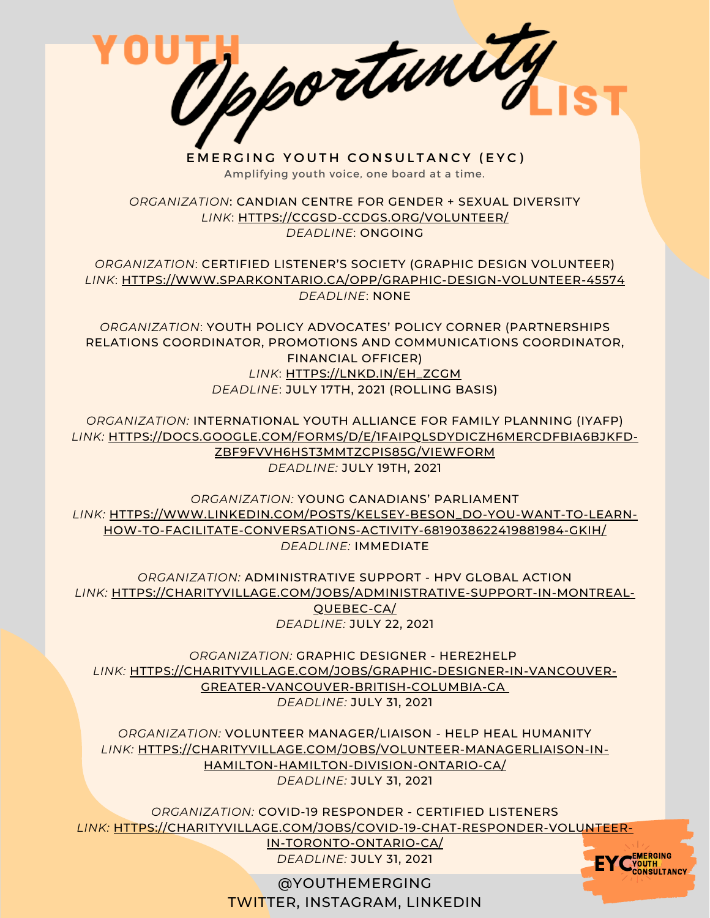# YOUTH *Opportunity* LIST

**EMERGING YOUTH CONSULTANCY (EYC)**

Amplifying youth voice, one board at a time.

*ORGANIZATION*: CANDIAN CENTRE FOR GENDER + SEXUAL DIVERSITY
*LINK*: HTTPS://CCGSD-CCDGS.ORG/VOLUNTEER/
*DEADLINE*: ONGOING

*ORGANIZATION*: CERTIFIED LISTENER'S SOCIETY (GRAPHIC DESIGN VOLUNTEER)
*LINK*: HTTPS://WWW.SPARKONTARIO.CA/OPP/GRAPHIC-DESIGN-VOLUNTEER-45574
*DEADLINE*: NONE

*ORGANIZATION*: YOUTH POLICY ADVOCATES' POLICY CORNER (PARTNERSHIPS RELATIONS COORDINATOR, PROMOTIONS AND COMMUNICATIONS COORDINATOR, FINANCIAL OFFICER)
*LINK*: HTTPS://LNKD.IN/EH_ZCGM
*DEADLINE*: JULY 17TH, 2021 (ROLLING BASIS)

*ORGANIZATION:* INTERNATIONAL YOUTH ALLIANCE FOR FAMILY PLANNING (IYAFP)
*LINK:* HTTPS://DOCS.GOOGLE.COM/FORMS/D/E/1FAIPQLSDYDICZH6MERCDFBIA6BJKFD-ZBF9FVVH6HST3MMTZCPIS85G/VIEWFORM
*DEADLINE:* JULY 19TH, 2021

*ORGANIZATION:* YOUNG CANADIANS' PARLIAMENT
*LINK:* HTTPS://WWW.LINKEDIN.COM/POSTS/KELSEY-BESON_DO-YOU-WANT-TO-LEARN-HOW-TO-FACILITATE-CONVERSATIONS-ACTIVITY-6819038622419881984-GKIH/
*DEADLINE:* IMMEDIATE

*ORGANIZATION:* ADMINISTRATIVE SUPPORT - HPV GLOBAL ACTION
*LINK:* HTTPS://CHARITYVILLAGE.COM/JOBS/ADMINISTRATIVE-SUPPORT-IN-MONTREAL-QUEBEC-CA/
*DEADLINE:* JULY 22, 2021

*ORGANIZATION:* GRAPHIC DESIGNER - HERE2HELP
*LINK:* HTTPS://CHARITYVILLAGE.COM/JOBS/GRAPHIC-DESIGNER-IN-VANCOUVER-GREATER-VANCOUVER-BRITISH-COLUMBIA-CA
*DEADLINE:* JULY 31, 2021

*ORGANIZATION:* VOLUNTEER MANAGER/LIAISON - HELP HEAL HUMANITY
*LINK:* HTTPS://CHARITYVILLAGE.COM/JOBS/VOLUNTEER-MANAGERLIAISON-IN-HAMILTON-HAMILTON-DIVISION-ONTARIO-CA/
*DEADLINE:* JULY 31, 2021

*ORGANIZATION:* COVID-19 RESPONDER - CERTIFIED LISTENERS
*LINK:* HTTPS://CHARITYVILLAGE.COM/JOBS/COVID-19-CHAT-RESPONDER-VOLUNTEER-IN-TORONTO-ONTARIO-CA/
*DEADLINE:* JULY 31, 2021

@YOUTHEMERGING
TWITTER, INSTAGRAM, LINKEDIN

EYC EMERGING YOUTH CONSULTANCY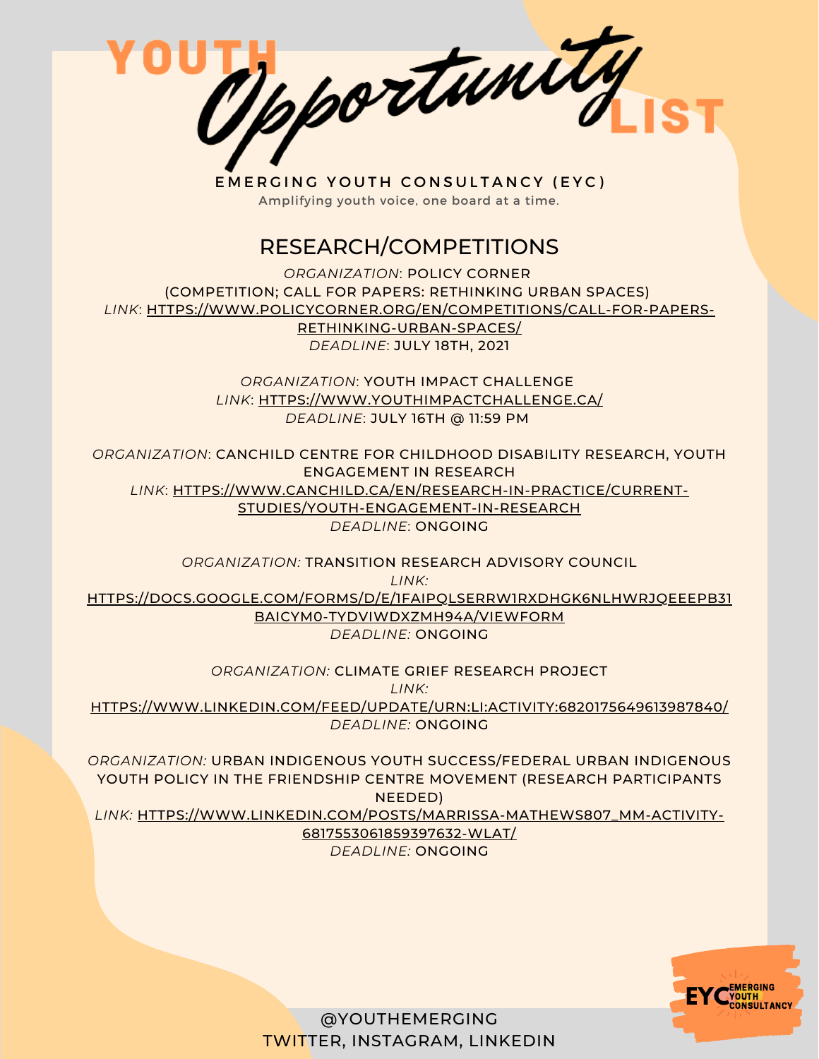# YOUTH *Opportunity* LIST

EMERGING YOUTH CONSULTANCY (EYC)

Amplifying youth voice, one board at a time.

## RESEARCH/COMPETITIONS

*ORGANIZATION*: POLICY CORNER
(COMPETITION; CALL FOR PAPERS: RETHINKING URBAN SPACES)
*LINK*: HTTPS://WWW.POLICYCORNER.ORG/EN/COMPETITIONS/CALL-FOR-PAPERS-RETHINKING-URBAN-SPACES/
*DEADLINE*: JULY 18TH, 2021

*ORGANIZATION*: YOUTH IMPACT CHALLENGE
*LINK*: HTTPS://WWW.YOUTHIMPACTCHALLENGE.CA/
*DEADLINE*: JULY 16TH @ 11:59 PM

*ORGANIZATION*: CANCHILD CENTRE FOR CHILDHOOD DISABILITY RESEARCH, YOUTH ENGAGEMENT IN RESEARCH
*LINK*: HTTPS://WWW.CANCHILD.CA/EN/RESEARCH-IN-PRACTICE/CURRENT-STUDIES/YOUTH-ENGAGEMENT-IN-RESEARCH
*DEADLINE*: ONGOING

*ORGANIZATION:* TRANSITION RESEARCH ADVISORY COUNCIL
*LINK:* HTTPS://DOCS.GOOGLE.COM/FORMS/D/E/1FAIPQLSERRW1RXDHGK6NLHWRJQEEEPB31BAICYM0-TYDVIWDXZMH94A/VIEWFORM
*DEADLINE:* ONGOING

*ORGANIZATION:* CLIMATE GRIEF RESEARCH PROJECT
*LINK:* HTTPS://WWW.LINKEDIN.COM/FEED/UPDATE/URN:LI:ACTIVITY:6820175649613987840/
*DEADLINE:* ONGOING

*ORGANIZATION:* URBAN INDIGENOUS YOUTH SUCCESS/FEDERAL URBAN INDIGENOUS YOUTH POLICY IN THE FRIENDSHIP CENTRE MOVEMENT (RESEARCH PARTICIPANTS NEEDED)
*LINK:* HTTPS://WWW.LINKEDIN.COM/POSTS/MARRISSA-MATHEWS807_MM-ACTIVITY-6817553061859397632-WLAT/
*DEADLINE:* ONGOING

@YOUTHEMERGING
TWITTER, INSTAGRAM, LINKEDIN

EYC EMERGING YOUTH CONSULTANCY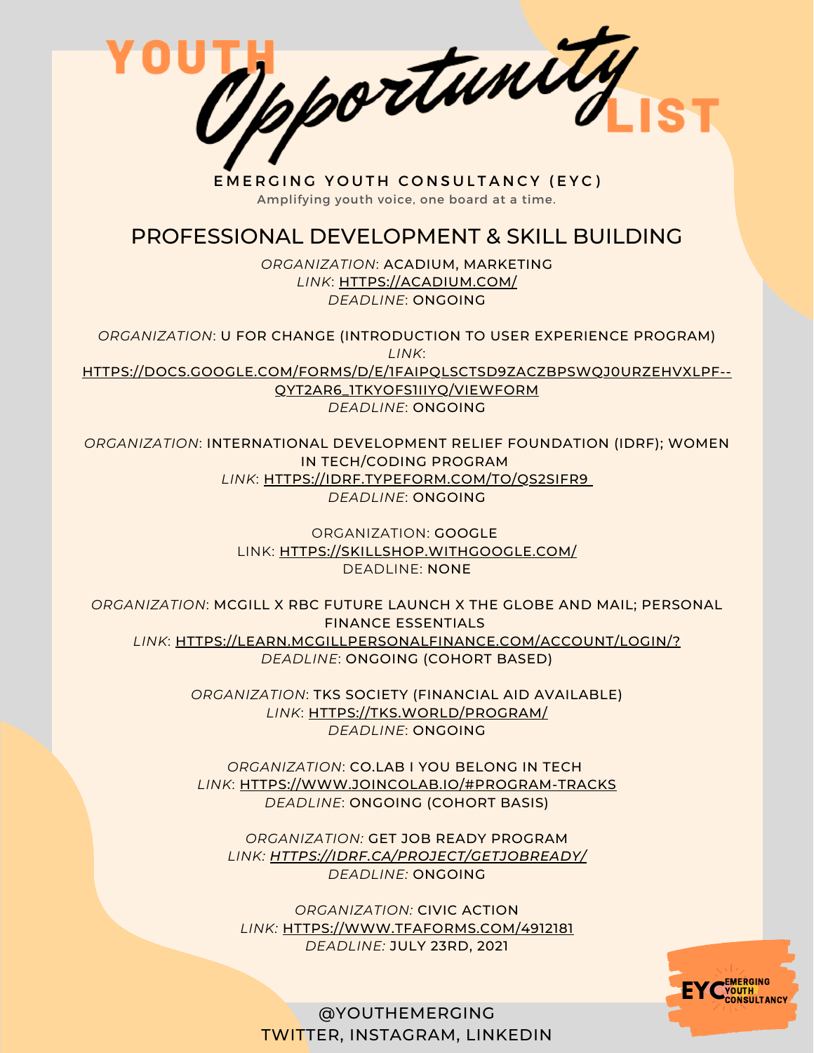# YOUTH *Opportunity* LIST

EMERGING YOUTH CONSULTANCY (EYC)

Amplifying youth voice, one board at a time.

## PROFESSIONAL DEVELOPMENT & SKILL BUILDING

*ORGANIZATION*: ACADIUM, MARKETING
*LINK*: HTTPS://ACADIUM.COM/
*DEADLINE*: ONGOING

*ORGANIZATION*: U FOR CHANGE (INTRODUCTION TO USER EXPERIENCE PROGRAM)
*LINK*: HTTPS://DOCS.GOOGLE.COM/FORMS/D/E/1FAIPQLSCTSD9ZACZBPSWQJ0URZEHVXLPF--QYT2AR6_1TKYOFS1IIYQ/VIEWFORM
*DEADLINE*: ONGOING

*ORGANIZATION*: INTERNATIONAL DEVELOPMENT RELIEF FOUNDATION (IDRF); WOMEN IN TECH/CODING PROGRAM
*LINK*: HTTPS://IDRF.TYPEFORM.COM/TO/QS2SIFR9
*DEADLINE*: ONGOING

ORGANIZATION: GOOGLE
LINK: HTTPS://SKILLSHOP.WITHGOOGLE.COM/
DEADLINE: NONE

*ORGANIZATION*: MCGILL X RBC FUTURE LAUNCH X THE GLOBE AND MAIL; PERSONAL FINANCE ESSENTIALS
*LINK*: HTTPS://LEARN.MCGILLPERSONALFINANCE.COM/ACCOUNT/LOGIN/?
*DEADLINE*: ONGOING (COHORT BASED)

*ORGANIZATION*: TKS SOCIETY (FINANCIAL AID AVAILABLE)
*LINK*: HTTPS://TKS.WORLD/PROGRAM/
*DEADLINE*: ONGOING

*ORGANIZATION*: CO.LAB I YOU BELONG IN TECH
*LINK*: HTTPS://WWW.JOINCOLAB.IO/#PROGRAM-TRACKS
*DEADLINE*: ONGOING (COHORT BASIS)

*ORGANIZATION:* GET JOB READY PROGRAM
*LINK:* *HTTPS://IDRF.CA/PROJECT/GETJOBREADY/*
*DEADLINE:* ONGOING

*ORGANIZATION:* CIVIC ACTION
*LINK:* HTTPS://WWW.TFAFORMS.COM/4912181
*DEADLINE:* JULY 23RD, 2021

EYC EMERGING YOUTH CONSULTANCY

@YOUTHEMERGING
TWITTER, INSTAGRAM, LINKEDIN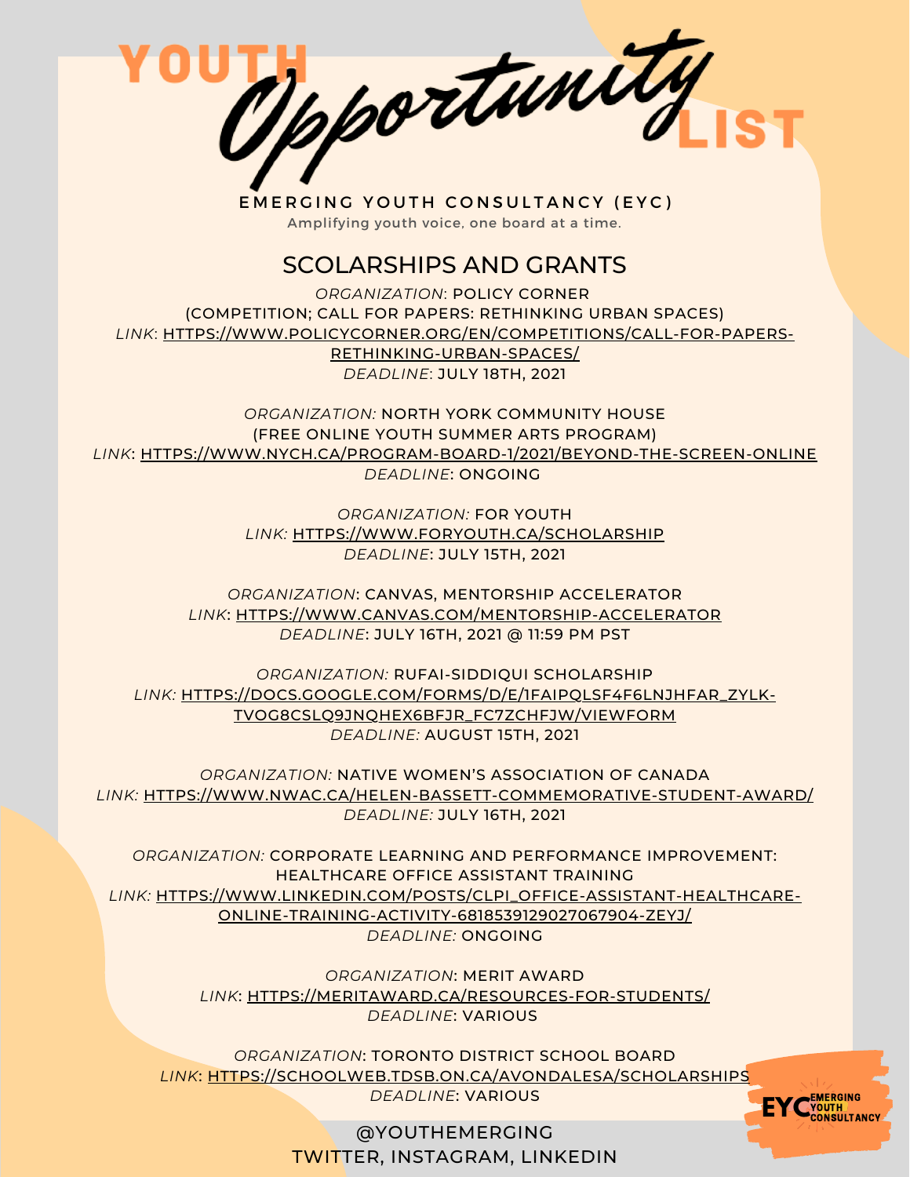# YOUTH *Opportunity* LIST

EMERGING YOUTH CONSULTANCY (EYC)

Amplifying youth voice, one board at a time.

## SCOLARSHIPS AND GRANTS

*ORGANIZATION*: POLICY CORNER
(COMPETITION; CALL FOR PAPERS: RETHINKING URBAN SPACES)
*LINK*: HTTPS://WWW.POLICYCORNER.ORG/EN/COMPETITIONS/CALL-FOR-PAPERS-RETHINKING-URBAN-SPACES/
*DEADLINE*: JULY 18TH, 2021

*ORGANIZATION:* NORTH YORK COMMUNITY HOUSE
(FREE ONLINE YOUTH SUMMER ARTS PROGRAM)
*LINK*: HTTPS://WWW.NYCH.CA/PROGRAM-BOARD-1/2021/BEYOND-THE-SCREEN-ONLINE
*DEADLINE*: ONGOING

*ORGANIZATION:* FOR YOUTH
*LINK:* HTTPS://WWW.FORYOUTH.CA/SCHOLARSHIP
*DEADLINE*: JULY 15TH, 2021

*ORGANIZATION*: CANVAS, MENTORSHIP ACCELERATOR
*LINK*: HTTPS://WWW.CANVAS.COM/MENTORSHIP-ACCELERATOR
*DEADLINE*: JULY 16TH, 2021 @ 11:59 PM PST

*ORGANIZATION:* RUFAI-SIDDIQUI SCHOLARSHIP
*LINK:* HTTPS://DOCS.GOOGLE.COM/FORMS/D/E/1FAIPQLSF4F6LNJHFAR_ZYLK-TVOG8CSLQ9JNQHEX6BFJR_FC7ZCHFJW/VIEWFORM
*DEADLINE:* AUGUST 15TH, 2021

*ORGANIZATION:* NATIVE WOMEN'S ASSOCIATION OF CANADA
*LINK:* HTTPS://WWW.NWAC.CA/HELEN-BASSETT-COMMEMORATIVE-STUDENT-AWARD/
*DEADLINE:* JULY 16TH, 2021

*ORGANIZATION:* CORPORATE LEARNING AND PERFORMANCE IMPROVEMENT: HEALTHCARE OFFICE ASSISTANT TRAINING
*LINK:* HTTPS://WWW.LINKEDIN.COM/POSTS/CLPI_OFFICE-ASSISTANT-HEALTHCARE-ONLINE-TRAINING-ACTIVITY-6818539129027067904-ZEYJ/
*DEADLINE:* ONGOING

*ORGANIZATION*: MERIT AWARD
*LINK*: HTTPS://MERITAWARD.CA/RESOURCES-FOR-STUDENTS/
*DEADLINE*: VARIOUS

*ORGANIZATION*: TORONTO DISTRICT SCHOOL BOARD
*LINK*: HTTPS://SCHOOLWEB.TDSB.ON.CA/AVONDALESA/SCHOLARSHIPS
*DEADLINE*: VARIOUS

@YOUTHEMERGING
TWITTER, INSTAGRAM, LINKEDIN

EYC EMERGING YOUTH CONSULTANCY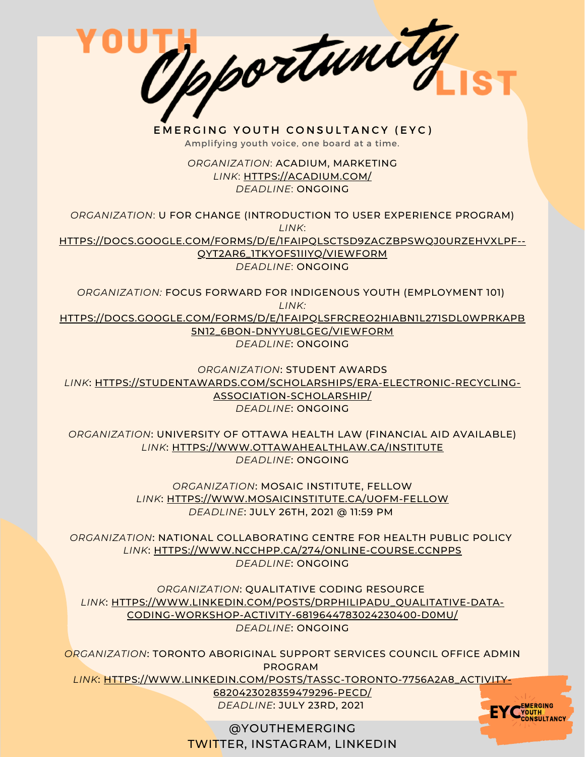# YOUTH *Opportunity* LIST

**EMERGING YOUTH CONSULTANCY (EYC)**

Amplifying youth voice, one board at a time.

*ORGANIZATION*: ACADIUM, MARKETING
*LINK*: HTTPS://ACADIUM.COM/
*DEADLINE*: ONGOING

*ORGANIZATION*: U FOR CHANGE (INTRODUCTION TO USER EXPERIENCE PROGRAM)
*LINK*: HTTPS://DOCS.GOOGLE.COM/FORMS/D/E/1FAIPQLSCTSD9ZACZBPSWQJ0URZEHVXLPF--QYT2AR6_1TKYOFS1IIYQ/VIEWFORM
*DEADLINE*: ONGOING

*ORGANIZATION:* FOCUS FORWARD FOR INDIGENOUS YOUTH (EMPLOYMENT 101)
*LINK:* HTTPS://DOCS.GOOGLE.COM/FORMS/D/E/1FAIPQLSFRCREO2HIABN1L271SDL0WPRKAPB5N12_6BON-DNYYU8LGEG/VIEWFORM
*DEADLINE*: ONGOING

*ORGANIZATION*: STUDENT AWARDS
*LINK*: HTTPS://STUDENTAWARDS.COM/SCHOLARSHIPS/ERA-ELECTRONIC-RECYCLING-ASSOCIATION-SCHOLARSHIP/
*DEADLINE*: ONGOING

*ORGANIZATION*: UNIVERSITY OF OTTAWA HEALTH LAW (FINANCIAL AID AVAILABLE)
*LINK*: HTTPS://WWW.OTTAWAHEALTHLAW.CA/INSTITUTE
*DEADLINE*: ONGOING

*ORGANIZATION*: MOSAIC INSTITUTE, FELLOW
*LINK*: HTTPS://WWW.MOSAICINSTITUTE.CA/UOFM-FELLOW
*DEADLINE*: JULY 26TH, 2021 @ 11:59 PM

*ORGANIZATION*: NATIONAL COLLABORATING CENTRE FOR HEALTH PUBLIC POLICY
*LINK*: HTTPS://WWW.NCCHPP.CA/274/ONLINE-COURSE.CCNPPS
*DEADLINE*: ONGOING

*ORGANIZATION*: QUALITATIVE CODING RESOURCE
*LINK*: HTTPS://WWW.LINKEDIN.COM/POSTS/DRPHILIPADU_QUALITATIVE-DATA-CODING-WORKSHOP-ACTIVITY-6819644783024230400-D0MU/
*DEADLINE*: ONGOING

*ORGANIZATION*: TORONTO ABORIGINAL SUPPORT SERVICES COUNCIL OFFICE ADMIN PROGRAM
*LINK*: HTTPS://WWW.LINKEDIN.COM/POSTS/TASSC-TORONTO-7756A2A8_ACTIVITY-6820423028359479296-PECD/
*DEADLINE*: JULY 23RD, 2021

@YOUTHEMERGING
TWITTER, INSTAGRAM, LINKEDIN

EYC EMERGING YOUTH CONSULTANCY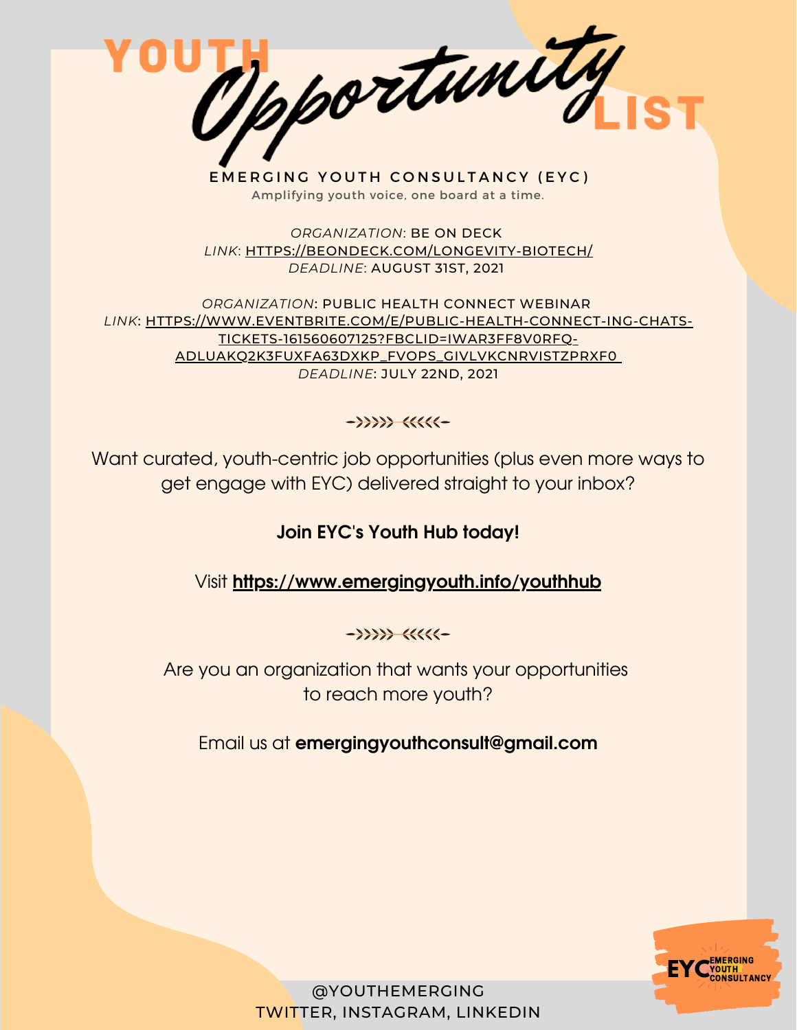# YOUTH *Opportunity* LIST

**EMERGING YOUTH CONSULTANCY (EYC)**

Amplifying youth voice, one board at a time.

*ORGANIZATION*: BE ON DECK
*LINK*: HTTPS://BEONDECK.COM/LONGEVITY-BIOTECH/
*DEADLINE*: AUGUST 31ST, 2021

*ORGANIZATION*: PUBLIC HEALTH CONNECT WEBINAR
*LINK*: HTTPS://WWW.EVENTBRITE.COM/E/PUBLIC-HEALTH-CONNECT-ING-CHATS-TICKETS-161560607125?FBCLID=IWAR3FF8V0RFQ-ADLUAKQ2K3FUXFA63DXKP_FVOPS_GIVLVKCNRVISTZPRXF0
*DEADLINE*: JULY 22ND, 2021

Want curated, youth-centric job opportunities (plus even more ways to get engage with EYC) delivered straight to your inbox?

**Join EYC's Youth Hub today!**

Visit **https://www.emergingyouth.info/youthhub**

Are you an organization that wants your opportunities to reach more youth?

Email us at **emergingyouthconsult@gmail.com**

@YOUTHEMERGING
TWITTER, INSTAGRAM, LINKEDIN

EYC EMERGING YOUTH CONSULTANCY